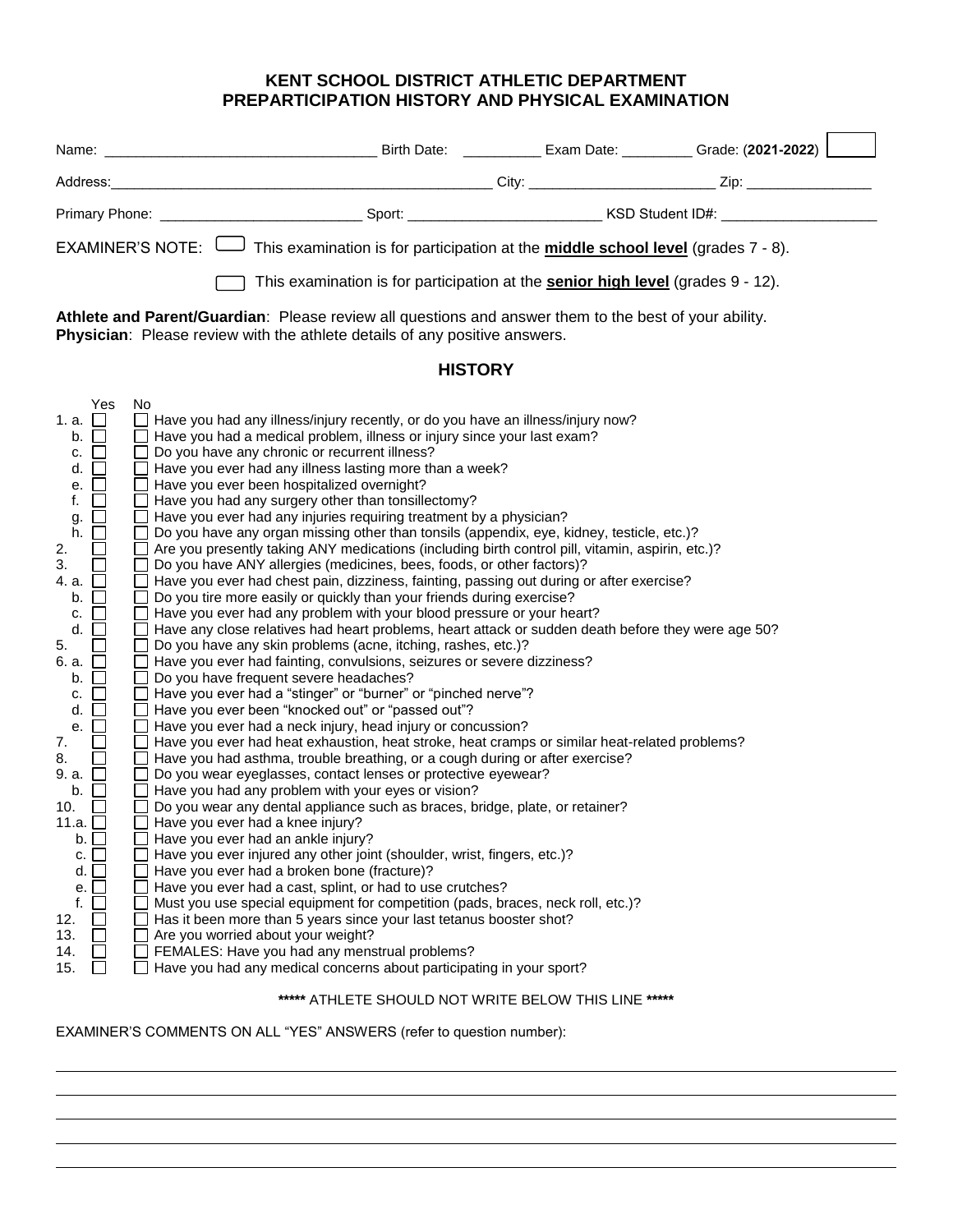# KENT SCHOOL DISTRICT ATHLETIC DEPARTMENT
# PREPARTICIPATION HISTORY AND PHYSICAL EXAMINATION

Name: ______________________________ Birth Date: __________ Exam Date: _________ Grade: (**2021-2022**) ☐

Address: ______________________________________________ City: ______________________ Zip: _______________

Primary Phone: ________________________ Sport: ______________________ KSD Student ID#: ___________________

EXAMINER'S NOTE: ☐ This examination is for participation at the **middle school level** (grades 7 - 8).

☐ This examination is for participation at the **senior high level** (grades 9 - 12).

**Athlete and Parent/Guardian**: Please review all questions and answer them to the best of your ability.
**Physician**: Please review with the athlete details of any positive answers.

## HISTORY

| | Yes | No | |
|---|---|---|---|
| 1. a. | ☐ | ☐ | Have you had any illness/injury recently, or do you have an illness/injury now? |
| b. | ☐ | ☐ | Have you had a medical problem, illness or injury since your last exam? |
| c. | ☐ | ☐ | Do you have any chronic or recurrent illness? |
| d. | ☐ | ☐ | Have you ever had any illness lasting more than a week? |
| e. | ☐ | ☐ | Have you ever been hospitalized overnight? |
| f. | ☐ | ☐ | Have you had any surgery other than tonsillectomy? |
| g. | ☐ | ☐ | Have you ever had any injuries requiring treatment by a physician? |
| h. | ☐ | ☐ | Do you have any organ missing other than tonsils (appendix, eye, kidney, testicle, etc.)? |
| 2. | ☐ | ☐ | Are you presently taking ANY medications (including birth control pill, vitamin, aspirin, etc.)? |
| 3. | ☐ | ☐ | Do you have ANY allergies (medicines, bees, foods, or other factors)? |
| 4. a. | ☐ | ☐ | Have you ever had chest pain, dizziness, fainting, passing out during or after exercise? |
| b. | ☐ | ☐ | Do you tire more easily or quickly than your friends during exercise? |
| c. | ☐ | ☐ | Have you ever had any problem with your blood pressure or your heart? |
| d. | ☐ | ☐ | Have any close relatives had heart problems, heart attack or sudden death before they were age 50? |
| 5. | ☐ | ☐ | Do you have any skin problems (acne, itching, rashes, etc.)? |
| 6. a. | ☐ | ☐ | Have you ever had fainting, convulsions, seizures or severe dizziness? |
| b. | ☐ | ☐ | Do you have frequent severe headaches? |
| c. | ☐ | ☐ | Have you ever had a "stinger" or "burner" or "pinched nerve"? |
| d. | ☐ | ☐ | Have you ever been "knocked out" or "passed out"? |
| e. | ☐ | ☐ | Have you ever had a neck injury, head injury or concussion? |
| 7. | ☐ | ☐ | Have you ever had heat exhaustion, heat stroke, heat cramps or similar heat-related problems? |
| 8. | ☐ | ☐ | Have you had asthma, trouble breathing, or a cough during or after exercise? |
| 9. a. | ☐ | ☐ | Do you wear eyeglasses, contact lenses or protective eyewear? |
| b. | ☐ | ☐ | Have you had any problem with your eyes or vision? |
| 10. | ☐ | ☐ | Do you wear any dental appliance such as braces, bridge, plate, or retainer? |
| 11.a. | ☐ | ☐ | Have you ever had a knee injury? |
| b. | ☐ | ☐ | Have you ever had an ankle injury? |
| c. | ☐ | ☐ | Have you ever injured any other joint (shoulder, wrist, fingers, etc.)? |
| d. | ☐ | ☐ | Have you ever had a broken bone (fracture)? |
| e. | ☐ | ☐ | Have you ever had a cast, splint, or had to use crutches? |
| f. | ☐ | ☐ | Must you use special equipment for competition (pads, braces, neck roll, etc.)? |
| 12. | ☐ | ☐ | Has it been more than 5 years since your last tetanus booster shot? |
| 13. | ☐ | ☐ | Are you worried about your weight? |
| 14. | ☐ | ☐ | FEMALES: Have you had any menstrual problems? |
| 15. | ☐ | ☐ | Have you had any medical concerns about participating in your sport? |

**\*\*\*\*\*** ATHLETE SHOULD NOT WRITE BELOW THIS LINE **\*\*\*\*\***

EXAMINER'S COMMENTS ON ALL "YES" ANSWERS (refer to question number):

_______________________________________________________________________________

_______________________________________________________________________________

_______________________________________________________________________________

_______________________________________________________________________________

_______________________________________________________________________________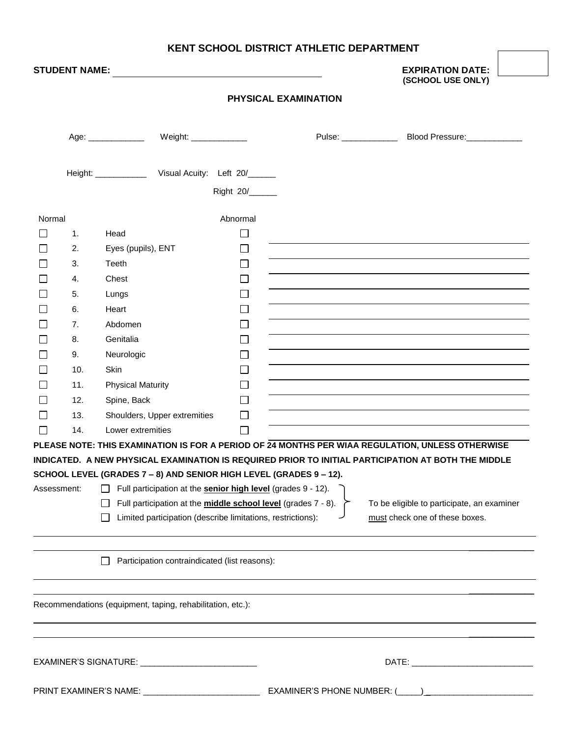# KENT SCHOOL DISTRICT ATHLETIC DEPARTMENT

**STUDENT NAME:** ______________________________________ **EXPIRATION DATE: (SCHOOL USE ONLY)** ☐

## PHYSICAL EXAMINATION

Age: ____________ Weight: ____________ Pulse: ____________ Blood Pressure:____________

Height: ___________ Visual Acuity: Left 20/______
Right 20/______

| Normal | | | Abnormal | |
|---|---|---|---|---|
| ☐ | 1. | Head | ☐ | ____________________ |
| ☐ | 2. | Eyes (pupils), ENT | ☐ | ____________________ |
| ☐ | 3. | Teeth | ☐ | ____________________ |
| ☐ | 4. | Chest | ☐ | ____________________ |
| ☐ | 5. | Lungs | ☐ | ____________________ |
| ☐ | 6. | Heart | ☐ | ____________________ |
| ☐ | 7. | Abdomen | ☐ | ____________________ |
| ☐ | 8. | Genitalia | ☐ | ____________________ |
| ☐ | 9. | Neurologic | ☐ | ____________________ |
| ☐ | 10. | Skin | ☐ | ____________________ |
| ☐ | 11. | Physical Maturity | ☐ | ____________________ |
| ☐ | 12. | Spine, Back | ☐ | ____________________ |
| ☐ | 13. | Shoulders, Upper extremities | ☐ | ____________________ |
| ☐ | 14. | Lower extremities | ☐ | ____________________ |

**PLEASE NOTE: THIS EXAMINATION IS FOR A PERIOD OF 24 MONTHS PER WIAA REGULATION, UNLESS OTHERWISE INDICATED. A NEW PHYSICAL EXAMINATION IS REQUIRED PRIOR TO INITIAL PARTICIPATION AT BOTH THE MIDDLE SCHOOL LEVEL (GRADES 7 – 8) AND SENIOR HIGH LEVEL (GRADES 9 – 12).**

Assessment:
- ☐ Full participation at the **senior high level** (grades 9 - 12).
- ☐ Full participation at the **middle school level** (grades 7 - 8).
- ☐ Limited participation (describe limitations, restrictions):

To be eligible to participate, an examiner must check one of these boxes.

______________________________________________________________________

______________________________________________________________________

☐ Participation contraindicated (list reasons):

______________________________________________________________________

______________________________________________________________________

Recommendations (equipment, taping, rehabilitation, etc.):

______________________________________________________________________

______________________________________________________________________

EXAMINER'S SIGNATURE: ________________________ DATE: _________________________

PRINT EXAMINER'S NAME: ________________________ EXAMINER'S PHONE NUMBER: (_____)______________________